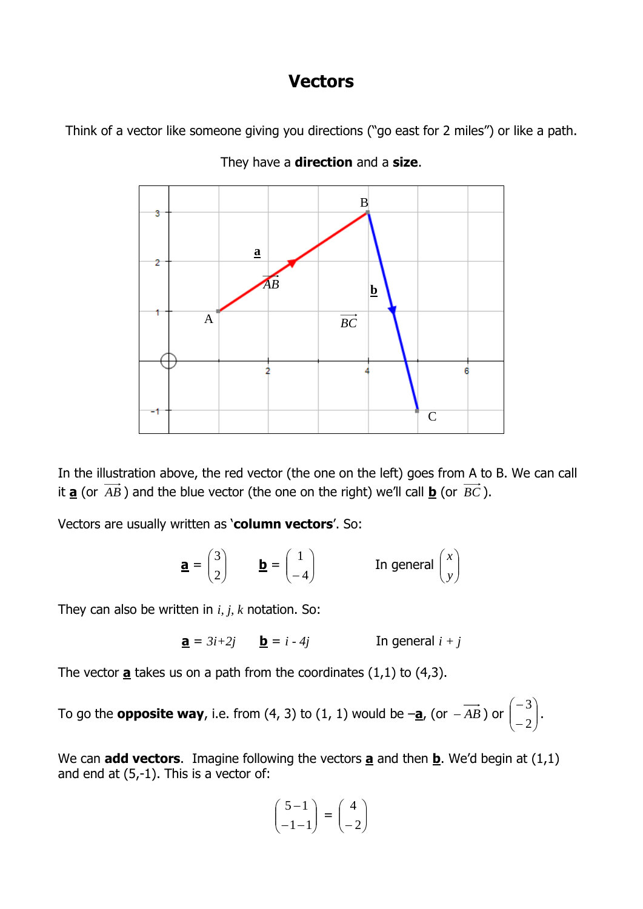# Vectors

Think of a vector like someone giving you directions ("go east for 2 miles") or like a path.

They have a **direction** and a **size**.

In the illustration above, the red vector (the one on the left) goes from A to B. We can call it **a** (or $\overrightarrow{AB}$) and the blue vector (the one on the right) we'll call **b** (or $\overrightarrow{BC}$).

Vectors are usually written as '**column vectors**'. So:

$$\underline{\mathbf{a}} = \begin{pmatrix} 3 \\ 2 \end{pmatrix} \qquad \underline{\mathbf{b}} = \begin{pmatrix} 1 \\ -4 \end{pmatrix} \qquad \text{In general } \begin{pmatrix} x \\ y \end{pmatrix}$$

They can also be written in $i, j, k$ notation. So:

$$\underline{\mathbf{a}} = 3i+2j \qquad \underline{\mathbf{b}} = i - 4j \qquad \text{In general } i + j$$

The vector **a** takes us on a path from the coordinates (1,1) to (4,3).

To go the **opposite way**, i.e. from (4, 3) to (1, 1) would be –**a**, (or $-\overrightarrow{AB}$) or $\begin{pmatrix} -3 \\ -2 \end{pmatrix}$.

We can **add vectors**. Imagine following the vectors **a** and then **b**. We'd begin at (1,1) and end at (5,-1). This is a vector of:

$$\begin{pmatrix} 5-1 \\ -1-1 \end{pmatrix} = \begin{pmatrix} 4 \\ -2 \end{pmatrix}$$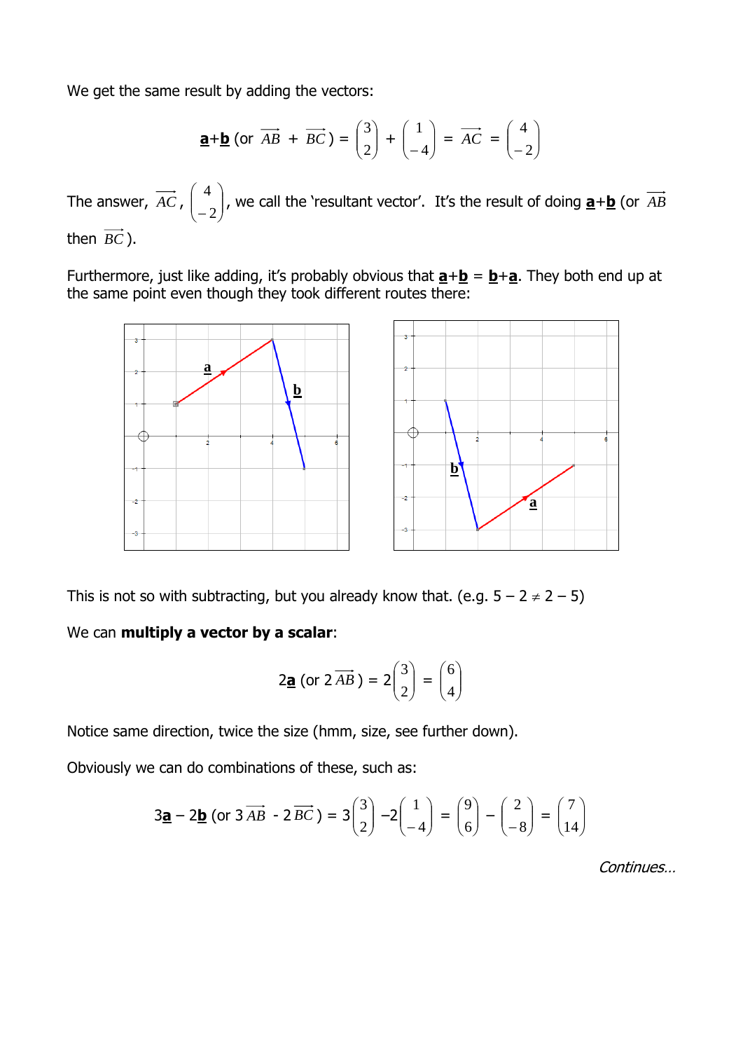We get the same result by adding the vectors:

$$\underline{\mathbf{a}}+\underline{\mathbf{b}} \text{ (or } \overrightarrow{AB} + \overrightarrow{BC}\text{)} = \begin{pmatrix}3\\2\end{pmatrix} + \begin{pmatrix}1\\-4\end{pmatrix} = \overrightarrow{AC} = \begin{pmatrix}4\\-2\end{pmatrix}$$

The answer, $\overrightarrow{AC}$, $\begin{pmatrix}4\\-2\end{pmatrix}$, we call the 'resultant vector'. It's the result of doing **a**+**b** (or $\overrightarrow{AB}$ then $\overrightarrow{BC}$).

Furthermore, just like adding, it's probably obvious that **a**+**b** = **b**+**a**. They both end up at the same point even though they took different routes there:

This is not so with subtracting, but you already know that. (e.g. $5 - 2 \neq 2 - 5$)

We can **multiply a vector by a scalar**:

$$2\underline{\mathbf{a}} \text{ (or } 2\overrightarrow{AB}\text{)} = 2\begin{pmatrix}3\\2\end{pmatrix} = \begin{pmatrix}6\\4\end{pmatrix}$$

Notice same direction, twice the size (hmm, size, see further down).

Obviously we can do combinations of these, such as:

$$3\underline{\mathbf{a}} - 2\underline{\mathbf{b}} \text{ (or } 3\overrightarrow{AB} - 2\overrightarrow{BC}\text{)} = 3\begin{pmatrix}3\\2\end{pmatrix} - 2\begin{pmatrix}1\\-4\end{pmatrix} = \begin{pmatrix}9\\6\end{pmatrix} - \begin{pmatrix}2\\-8\end{pmatrix} = \begin{pmatrix}7\\14\end{pmatrix}$$

*Continues…*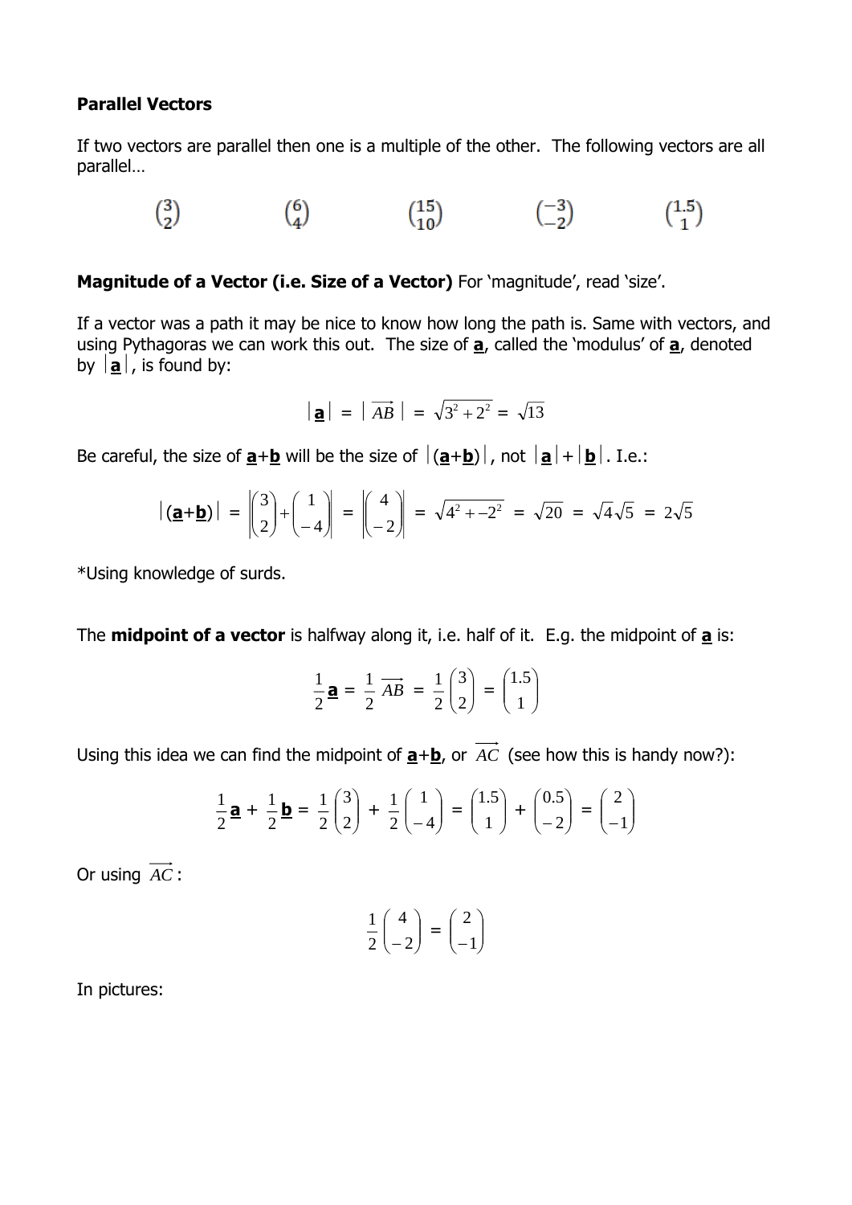**Parallel Vectors**

If two vectors are parallel then one is a multiple of the other. The following vectors are all parallel…

$$\binom{3}{2} \qquad \binom{6}{4} \qquad \binom{15}{10} \qquad \binom{-3}{-2} \qquad \binom{1.5}{1}$$

**Magnitude of a Vector (i.e. Size of a Vector)** For 'magnitude', read 'size'.

If a vector was a path it may be nice to know how long the path is. Same with vectors, and using Pythagoras we can work this out. The size of **a**, called the 'modulus' of **a**, denoted by $|\mathbf{a}|$, is found by:

$$|\mathbf{a}| = |\overrightarrow{AB}| = \sqrt{3^2 + 2^2} = \sqrt{13}$$

Be careful, the size of **a**+**b** will be the size of $|(\mathbf{a}+\mathbf{b})|$, not $|\mathbf{a}|+|\mathbf{b}|$. I.e.:

$$|(\mathbf{a}+\mathbf{b})| = \left|\begin{pmatrix}3\\2\end{pmatrix}+\begin{pmatrix}1\\-4\end{pmatrix}\right| = \left|\begin{pmatrix}4\\-2\end{pmatrix}\right| = \sqrt{4^2 + -2^2} = \sqrt{20} = \sqrt{4}\sqrt{5} = 2\sqrt{5}$$

*Using knowledge of surds.

The **midpoint of a vector** is halfway along it, i.e. half of it. E.g. the midpoint of **a** is:

$$\frac{1}{2}\mathbf{a} = \frac{1}{2}\overrightarrow{AB} = \frac{1}{2}\begin{pmatrix}3\\2\end{pmatrix} = \begin{pmatrix}1.5\\1\end{pmatrix}$$

Using this idea we can find the midpoint of **a**+**b**, or $\overrightarrow{AC}$ (see how this is handy now?):

$$\frac{1}{2}\mathbf{a} + \frac{1}{2}\mathbf{b} = \frac{1}{2}\begin{pmatrix}3\\2\end{pmatrix} + \frac{1}{2}\begin{pmatrix}1\\-4\end{pmatrix} = \begin{pmatrix}1.5\\1\end{pmatrix} + \begin{pmatrix}0.5\\-2\end{pmatrix} = \begin{pmatrix}2\\-1\end{pmatrix}$$

Or using $\overrightarrow{AC}$:

$$\frac{1}{2}\begin{pmatrix}4\\-2\end{pmatrix} = \begin{pmatrix}2\\-1\end{pmatrix}$$

In pictures: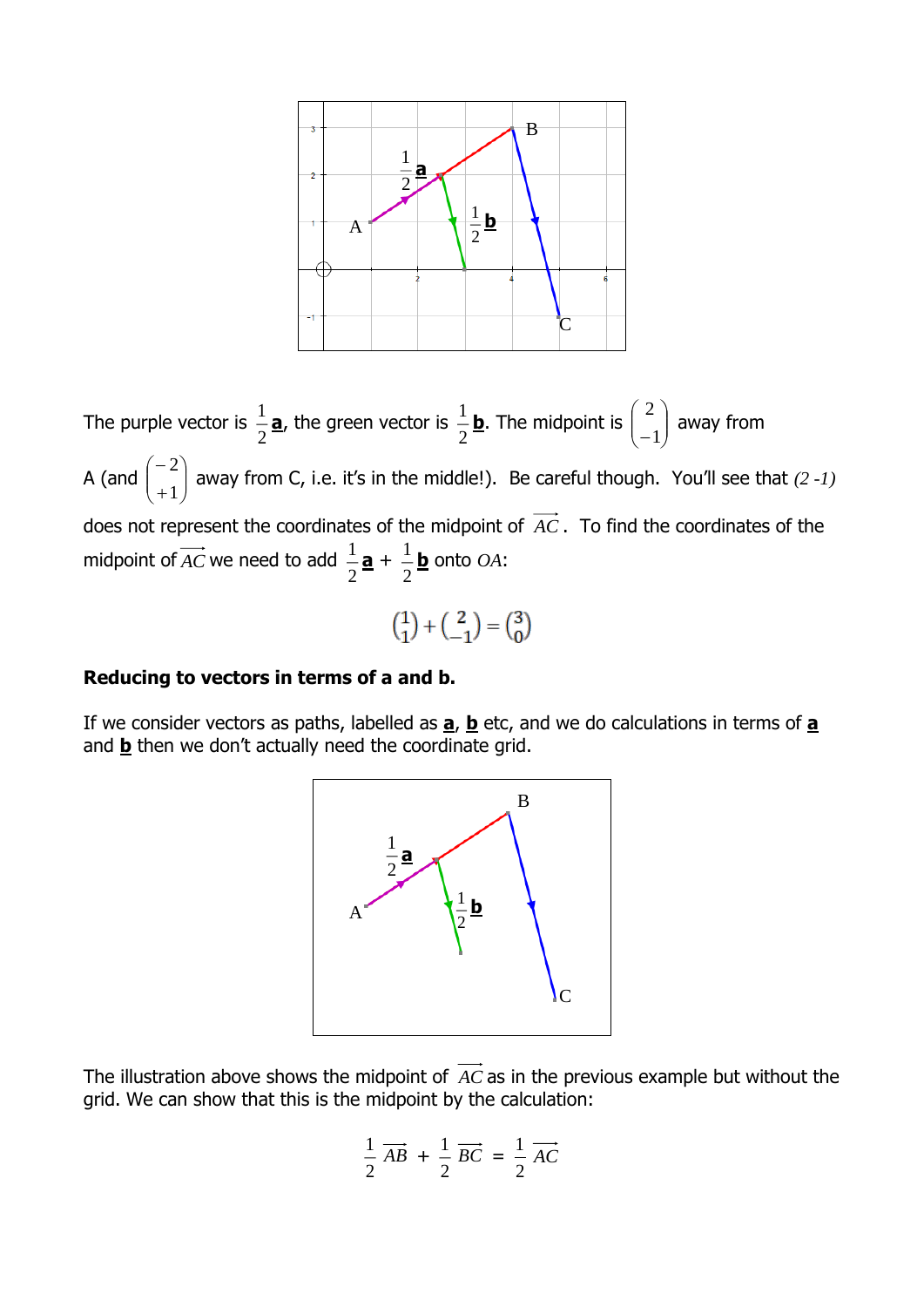The purple vector is $\frac{1}{2}$**a**, the green vector is $\frac{1}{2}$**b**. The midpoint is $\begin{pmatrix} 2 \\ -1 \end{pmatrix}$ away from A (and $\begin{pmatrix} -2 \\ +1 \end{pmatrix}$ away from C, i.e. it's in the middle!). Be careful though. You'll see that *(2 -1)* does not represent the coordinates of the midpoint of $\overrightarrow{AC}$. To find the coordinates of the midpoint of $\overrightarrow{AC}$ we need to add $\frac{1}{2}$**a** + $\frac{1}{2}$**b** onto *OA*:

$$\begin{pmatrix} 1 \\ 1 \end{pmatrix} + \begin{pmatrix} 2 \\ -1 \end{pmatrix} = \begin{pmatrix} 3 \\ 0 \end{pmatrix}$$

**Reducing to vectors in terms of a and b.**

If we consider vectors as paths, labelled as **a**, **b** etc, and we do calculations in terms of **a** and **b** then we don't actually need the coordinate grid.

The illustration above shows the midpoint of $\overrightarrow{AC}$ as in the previous example but without the grid. We can show that this is the midpoint by the calculation:

$$\frac{1}{2}\overrightarrow{AB} + \frac{1}{2}\overrightarrow{BC} = \frac{1}{2}\overrightarrow{AC}$$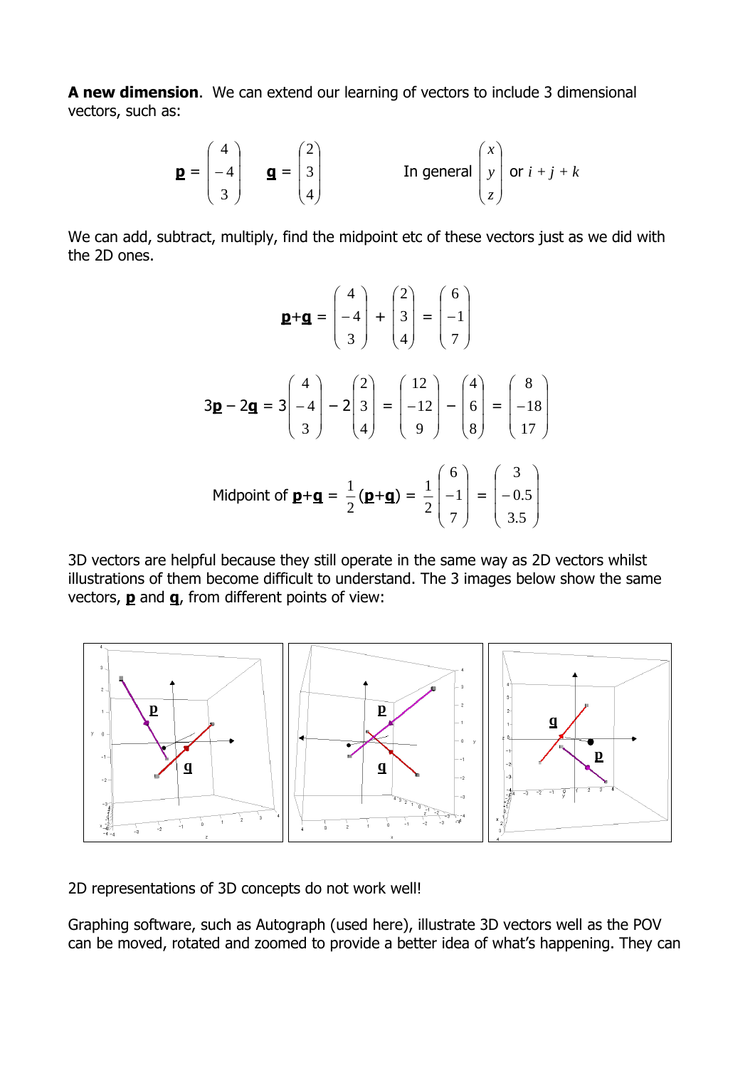**A new dimension**. We can extend our learning of vectors to include 3 dimensional vectors, such as:

$$\underline{\mathbf{p}} = \begin{pmatrix} 4 \\ -4 \\ 3 \end{pmatrix} \quad \underline{\mathbf{q}} = \begin{pmatrix} 2 \\ 3 \\ 4 \end{pmatrix} \qquad \text{In general } \begin{pmatrix} x \\ y \\ z \end{pmatrix} \text{ or } i + j + k$$

We can add, subtract, multiply, find the midpoint etc of these vectors just as we did with the 2D ones.

$$\underline{\mathbf{p}}+\underline{\mathbf{q}} = \begin{pmatrix} 4 \\ -4 \\ 3 \end{pmatrix} + \begin{pmatrix} 2 \\ 3 \\ 4 \end{pmatrix} = \begin{pmatrix} 6 \\ -1 \\ 7 \end{pmatrix}$$

$$3\underline{\mathbf{p}} - 2\underline{\mathbf{q}} = 3\begin{pmatrix} 4 \\ -4 \\ 3 \end{pmatrix} - 2\begin{pmatrix} 2 \\ 3 \\ 4 \end{pmatrix} = \begin{pmatrix} 12 \\ -12 \\ 9 \end{pmatrix} - \begin{pmatrix} 4 \\ 6 \\ 8 \end{pmatrix} = \begin{pmatrix} 8 \\ -18 \\ 17 \end{pmatrix}$$

$$\text{Midpoint of } \underline{\mathbf{p}}+\underline{\mathbf{q}} = \frac{1}{2}(\underline{\mathbf{p}}+\underline{\mathbf{q}}) = \frac{1}{2}\begin{pmatrix} 6 \\ -1 \\ 7 \end{pmatrix} = \begin{pmatrix} 3 \\ -0.5 \\ 3.5 \end{pmatrix}$$

3D vectors are helpful because they still operate in the same way as 2D vectors whilst illustrations of them become difficult to understand. The 3 images below show the same vectors, **p** and **q**, from different points of view:

2D representations of 3D concepts do not work well!

Graphing software, such as Autograph (used here), illustrate 3D vectors well as the POV can be moved, rotated and zoomed to provide a better idea of what's happening. They can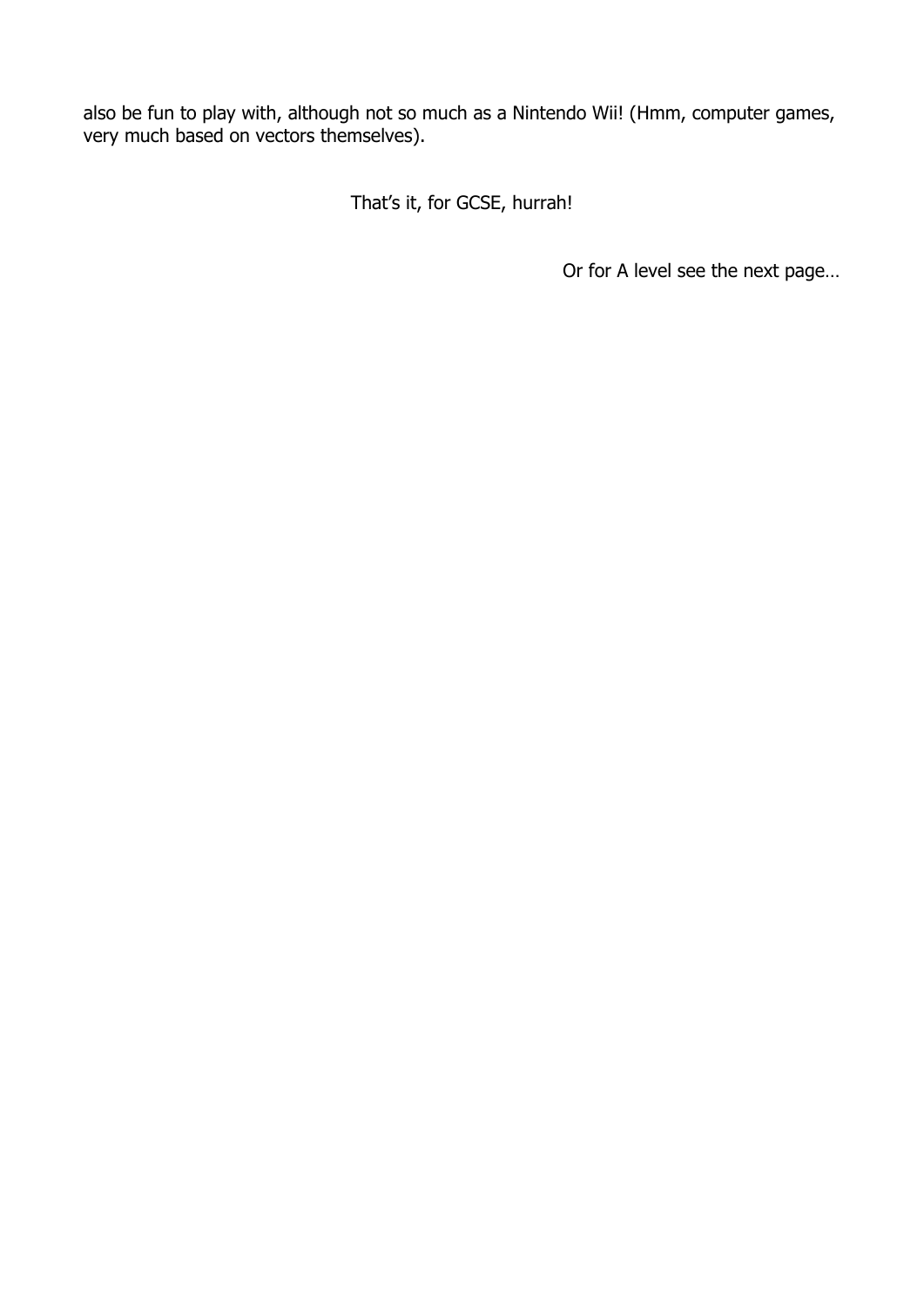also be fun to play with, although not so much as a Nintendo Wii! (Hmm, computer games, very much based on vectors themselves).

That's it, for GCSE, hurrah!

Or for A level see the next page…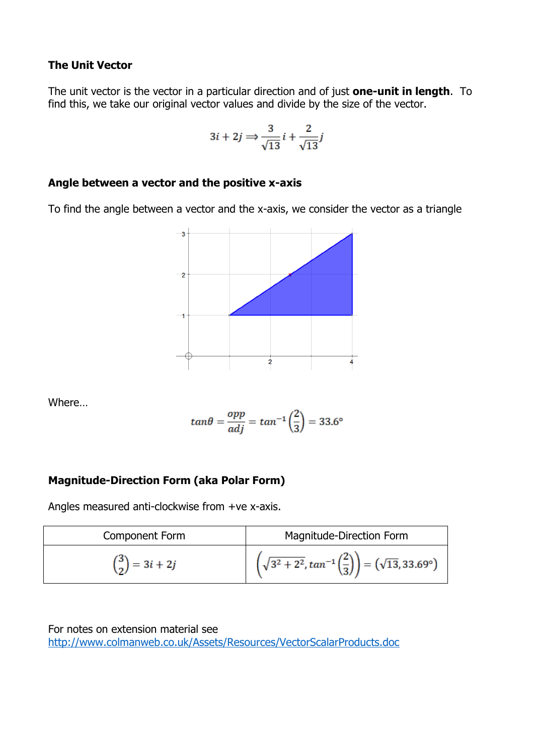### The Unit Vector

The unit vector is the vector in a particular direction and of just **one-unit in length**. To find this, we take our original vector values and divide by the size of the vector.

$$3i + 2j \Rightarrow \frac{3}{\sqrt{13}}i + \frac{2}{\sqrt{13}}j$$

### Angle between a vector and the positive x-axis

To find the angle between a vector and the x-axis, we consider the vector as a triangle

3
2
1
2
4

Where…

$$tan\theta = \frac{opp}{adj} = tan^{-1}\left(\frac{2}{3}\right) = 33.6°$$

### Magnitude-Direction Form (aka Polar Form)

Angles measured anti-clockwise from +ve x-axis.

| Component Form | Magnitude-Direction Form |
| --- | --- |
| $\begin{pmatrix}3\\2\end{pmatrix} = 3i + 2j$ | $\left(\sqrt{3^2+2^2}, tan^{-1}\left(\frac{2}{3}\right)\right) = (\sqrt{13}, 33.69°)$ |

For notes on extension material see
http://www.colmanweb.co.uk/Assets/Resources/VectorScalarProducts.doc